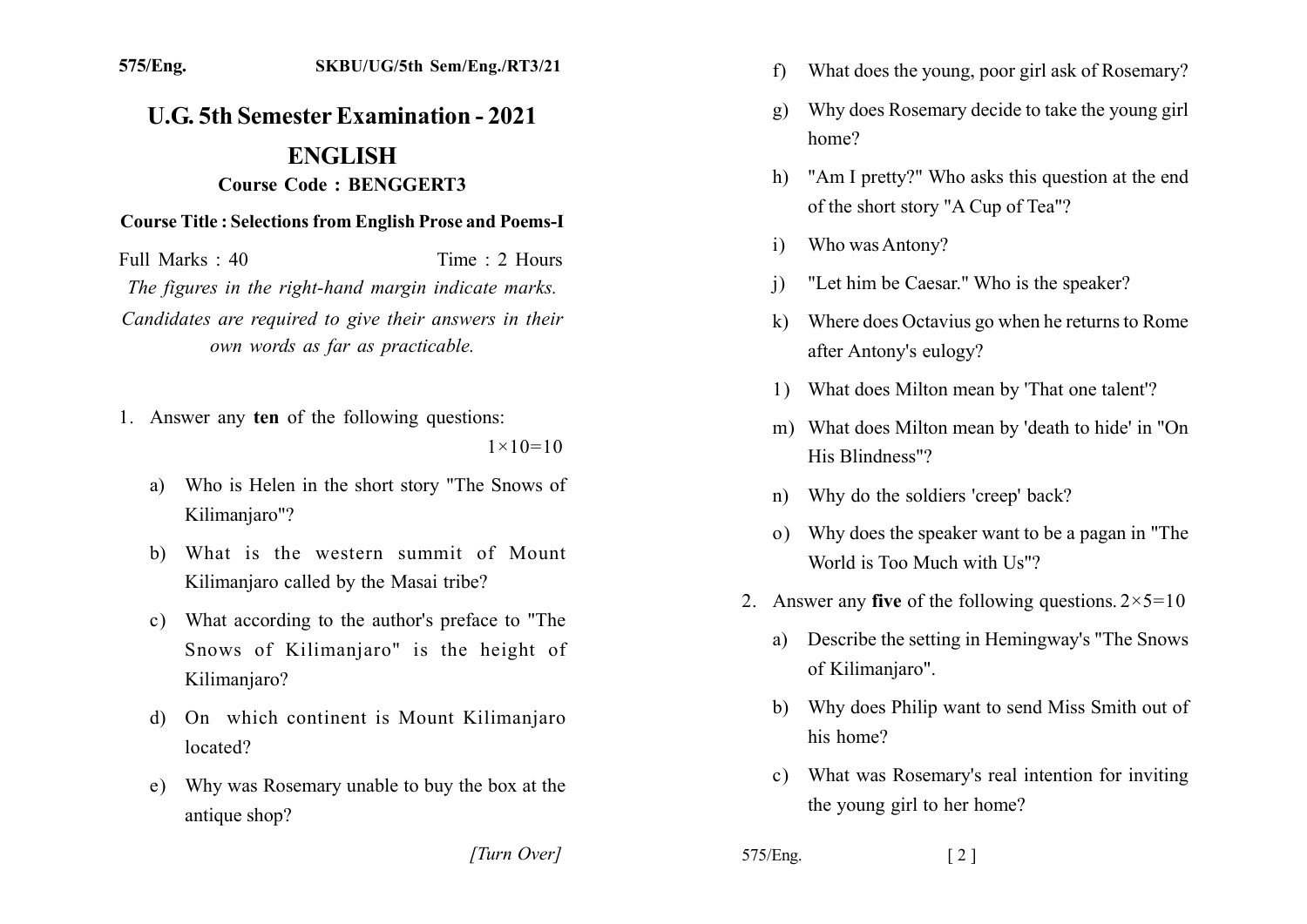575/Eng. SKBU/UG/5th Sem/Eng./RT3/21

# U.G. 5th Semester Examination - 2021

## ENGLISH

### Course Code : BENGGERT3

**Course Title : Selections from English Prose and Poems-I**

Full Marks : 40 Time : 2 Hours

*The figures in the right-hand margin indicate marks.*

*Candidates are required to give their answers in their own words as far as practicable.*

1. Answer any **ten** of the following questions: 1×10=10

   a) Who is Helen in the short story "The Snows of Kilimanjaro"?

   b) What is the western summit of Mount Kilimanjaro called by the Masai tribe?

   c) What according to the author's preface to "The Snows of Kilimanjaro" is the height of Kilimanjaro?

   d) On which continent is Mount Kilimanjaro located?

   e) Why was Rosemary unable to buy the box at the antique shop?

   f) What does the young, poor girl ask of Rosemary?

   g) Why does Rosemary decide to take the young girl home?

   h) "Am I pretty?" Who asks this question at the end of the short story "A Cup of Tea"?

   i) Who was Antony?

   j) "Let him be Caesar." Who is the speaker?

   k) Where does Octavius go when he returns to Rome after Antony's eulogy?

   l) What does Milton mean by 'That one talent'?

   m) What does Milton mean by 'death to hide' in "On His Blindness"?

   n) Why do the soldiers 'creep' back?

   o) Why does the speaker want to be a pagan in "The World is Too Much with Us"?

2. Answer any **five** of the following questions. 2×5=10

   a) Describe the setting in Hemingway's "The Snows of Kilimanjaro".

   b) Why does Philip want to send Miss Smith out of his home?

   c) What was Rosemary's real intention for inviting the young girl to her home?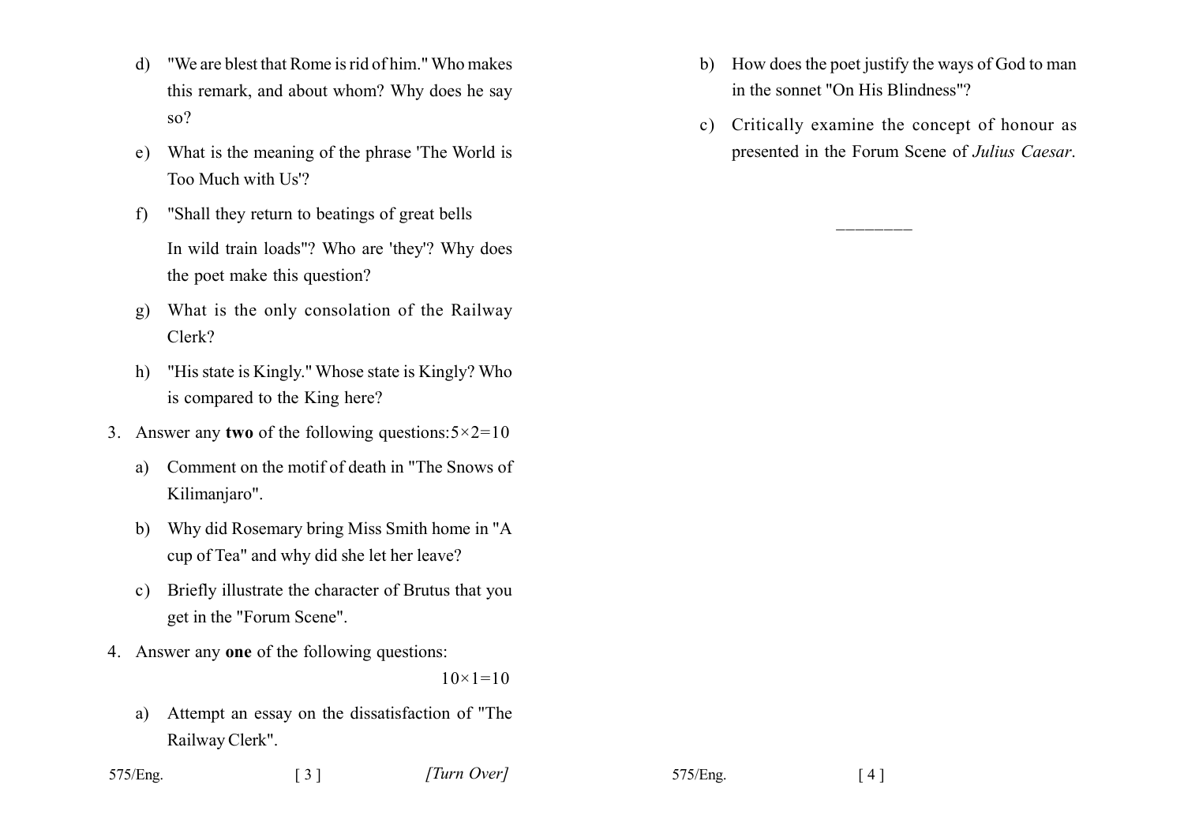d) "We are blest that Rome is rid of him." Who makes this remark, and about whom? Why does he say so?

e) What is the meaning of the phrase 'The World is Too Much with Us'?

f) "Shall they return to beatings of great bells

In wild train loads"? Who are 'they'? Why does the poet make this question?

g) What is the only consolation of the Railway Clerk?

h) "His state is Kingly." Whose state is Kingly? Who is compared to the King here?

3. Answer any **two** of the following questions: 5×2=10

a) Comment on the motif of death in "The Snows of Kilimanjaro".

b) Why did Rosemary bring Miss Smith home in "A cup of Tea" and why did she let her leave?

c) Briefly illustrate the character of Brutus that you get in the "Forum Scene".

4. Answer any **one** of the following questions: 10×1=10

a) Attempt an essay on the dissatisfaction of "The Railway Clerk".

b) How does the poet justify the ways of God to man in the sonnet "On His Blindness"?

c) Critically examine the concept of honour as presented in the Forum Scene of *Julius Caesar*.

________